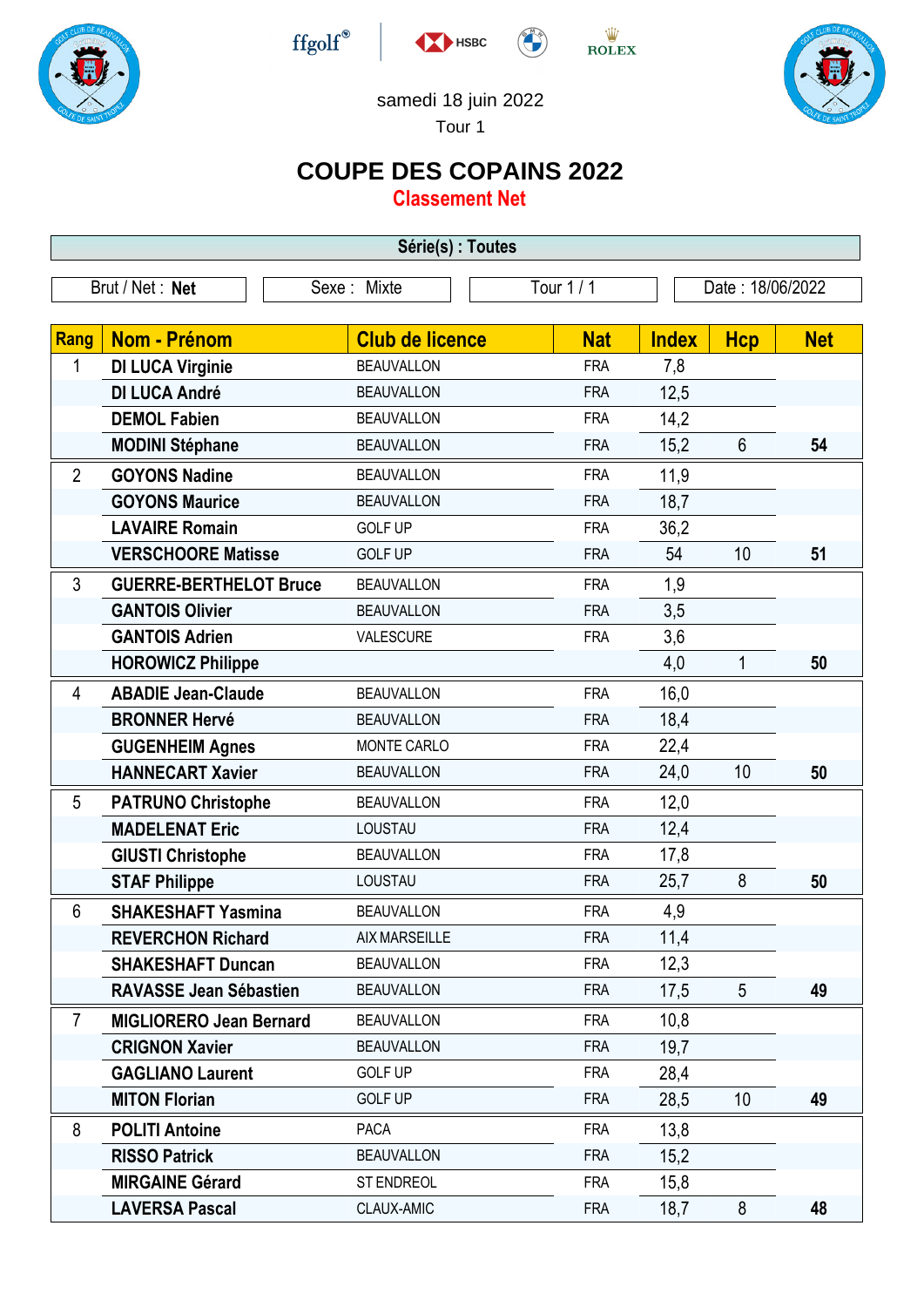samedi 18 juin 2022

Tour 1

# COUPE DES COPAINS 2022

## Classement Net

**Série(s) : Toutes**

Brut / Net : **Net** | Sexe : Mixte | Tour 1 / 1 | Date : 18/06/2022

| Rang | Nom - Prénom | Club de licence | Nat | Index | Hcp | Net |
|---|---|---|---|---|---|---|
| 1 | **DI LUCA Virginie** | BEAUVALLON | FRA | 7,8 | | |
| | **DI LUCA André** | BEAUVALLON | FRA | 12,5 | | |
| | **DEMOL Fabien** | BEAUVALLON | FRA | 14,2 | | |
| | **MODINI Stéphane** | BEAUVALLON | FRA | 15,2 | 6 | **54** |
| 2 | **GOYONS Nadine** | BEAUVALLON | FRA | 11,9 | | |
| | **GOYONS Maurice** | BEAUVALLON | FRA | 18,7 | | |
| | **LAVAIRE Romain** | GOLF UP | FRA | 36,2 | | |
| | **VERSCHOORE Matisse** | GOLF UP | FRA | 54 | 10 | **51** |
| 3 | **GUERRE-BERTHELOT Bruce** | BEAUVALLON | FRA | 1,9 | | |
| | **GANTOIS Olivier** | BEAUVALLON | FRA | 3,5 | | |
| | **GANTOIS Adrien** | VALESCURE | FRA | 3,6 | | |
| | **HOROWICZ Philippe** | | | 4,0 | 1 | **50** |
| 4 | **ABADIE Jean-Claude** | BEAUVALLON | FRA | 16,0 | | |
| | **BRONNER Hervé** | BEAUVALLON | FRA | 18,4 | | |
| | **GUGENHEIM Agnes** | MONTE CARLO | FRA | 22,4 | | |
| | **HANNECART Xavier** | BEAUVALLON | FRA | 24,0 | 10 | **50** |
| 5 | **PATRUNO Christophe** | BEAUVALLON | FRA | 12,0 | | |
| | **MADELENAT Eric** | LOUSTAU | FRA | 12,4 | | |
| | **GIUSTI Christophe** | BEAUVALLON | FRA | 17,8 | | |
| | **STAF Philippe** | LOUSTAU | FRA | 25,7 | 8 | **50** |
| 6 | **SHAKESHAFT Yasmina** | BEAUVALLON | FRA | 4,9 | | |
| | **REVERCHON Richard** | AIX MARSEILLE | FRA | 11,4 | | |
| | **SHAKESHAFT Duncan** | BEAUVALLON | FRA | 12,3 | | |
| | **RAVASSE Jean Sébastien** | BEAUVALLON | FRA | 17,5 | 5 | **49** |
| 7 | **MIGLIORERO Jean Bernard** | BEAUVALLON | FRA | 10,8 | | |
| | **CRIGNON Xavier** | BEAUVALLON | FRA | 19,7 | | |
| | **GAGLIANO Laurent** | GOLF UP | FRA | 28,4 | | |
| | **MITON Florian** | GOLF UP | FRA | 28,5 | 10 | **49** |
| 8 | **POLITI Antoine** | PACA | FRA | 13,8 | | |
| | **RISSO Patrick** | BEAUVALLON | FRA | 15,2 | | |
| | **MIRGAINE Gérard** | ST ENDREOL | FRA | 15,8 | | |
| | **LAVERSA Pascal** | CLAUX-AMIC | FRA | 18,7 | 8 | **48** |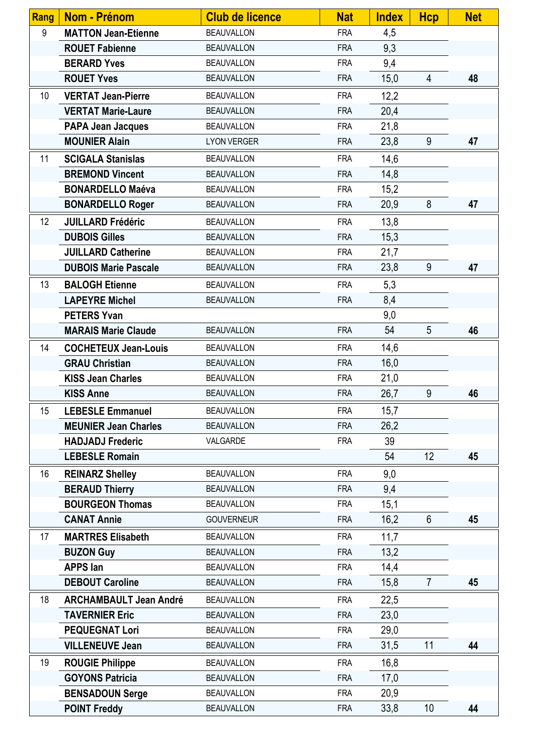| Rang | Nom - Prénom | Club de licence | Nat | Index | Hcp | Net |
|---|---|---|---|---|---|---|
| 9 | **MATTON Jean-Etienne** | BEAUVALLON | FRA | 4,5 | | |
| | **ROUET Fabienne** | BEAUVALLON | FRA | 9,3 | | |
| | **BERARD Yves** | BEAUVALLON | FRA | 9,4 | | |
| | **ROUET Yves** | BEAUVALLON | FRA | 15,0 | 4 | **48** |
| 10 | **VERTAT Jean-Pierre** | BEAUVALLON | FRA | 12,2 | | |
| | **VERTAT Marie-Laure** | BEAUVALLON | FRA | 20,4 | | |
| | **PAPA Jean Jacques** | BEAUVALLON | FRA | 21,8 | | |
| | **MOUNIER Alain** | LYON VERGER | FRA | 23,8 | 9 | **47** |
| 11 | **SCIGALA Stanislas** | BEAUVALLON | FRA | 14,6 | | |
| | **BREMOND Vincent** | BEAUVALLON | FRA | 14,8 | | |
| | **BONARDELLO Maéva** | BEAUVALLON | FRA | 15,2 | | |
| | **BONARDELLO Roger** | BEAUVALLON | FRA | 20,9 | 8 | **47** |
| 12 | **JUILLARD Frédéric** | BEAUVALLON | FRA | 13,8 | | |
| | **DUBOIS Gilles** | BEAUVALLON | FRA | 15,3 | | |
| | **JUILLARD Catherine** | BEAUVALLON | FRA | 21,7 | | |
| | **DUBOIS Marie Pascale** | BEAUVALLON | FRA | 23,8 | 9 | **47** |
| 13 | **BALOGH Etienne** | BEAUVALLON | FRA | 5,3 | | |
| | **LAPEYRE Michel** | BEAUVALLON | FRA | 8,4 | | |
| | **PETERS Yvan** | | | 9,0 | | |
| | **MARAIS Marie Claude** | BEAUVALLON | FRA | 54 | 5 | **46** |
| 14 | **COCHETEUX Jean-Louis** | BEAUVALLON | FRA | 14,6 | | |
| | **GRAU Christian** | BEAUVALLON | FRA | 16,0 | | |
| | **KISS Jean Charles** | BEAUVALLON | FRA | 21,0 | | |
| | **KISS Anne** | BEAUVALLON | FRA | 26,7 | 9 | **46** |
| 15 | **LEBESLE Emmanuel** | BEAUVALLON | FRA | 15,7 | | |
| | **MEUNIER Jean Charles** | BEAUVALLON | FRA | 26,2 | | |
| | **HADJADJ Frederic** | VALGARDE | FRA | 39 | | |
| | **LEBESLE Romain** | | | 54 | 12 | **45** |
| 16 | **REINARZ Shelley** | BEAUVALLON | FRA | 9,0 | | |
| | **BERAUD Thierry** | BEAUVALLON | FRA | 9,4 | | |
| | **BOURGEON Thomas** | BEAUVALLON | FRA | 15,1 | | |
| | **CANAT Annie** | GOUVERNEUR | FRA | 16,2 | 6 | **45** |
| 17 | **MARTRES Elisabeth** | BEAUVALLON | FRA | 11,7 | | |
| | **BUZON Guy** | BEAUVALLON | FRA | 13,2 | | |
| | **APPS Ian** | BEAUVALLON | FRA | 14,4 | | |
| | **DEBOUT Caroline** | BEAUVALLON | FRA | 15,8 | 7 | **45** |
| 18 | **ARCHAMBAULT Jean André** | BEAUVALLON | FRA | 22,5 | | |
| | **TAVERNIER Eric** | BEAUVALLON | FRA | 23,0 | | |
| | **PEQUEGNAT Lori** | BEAUVALLON | FRA | 29,0 | | |
| | **VILLENEUVE Jean** | BEAUVALLON | FRA | 31,5 | 11 | **44** |
| 19 | **ROUGIE Philippe** | BEAUVALLON | FRA | 16,8 | | |
| | **GOYONS Patricia** | BEAUVALLON | FRA | 17,0 | | |
| | **BENSADOUN Serge** | BEAUVALLON | FRA | 20,9 | | |
| | **POINT Freddy** | BEAUVALLON | FRA | 33,8 | 10 | **44** |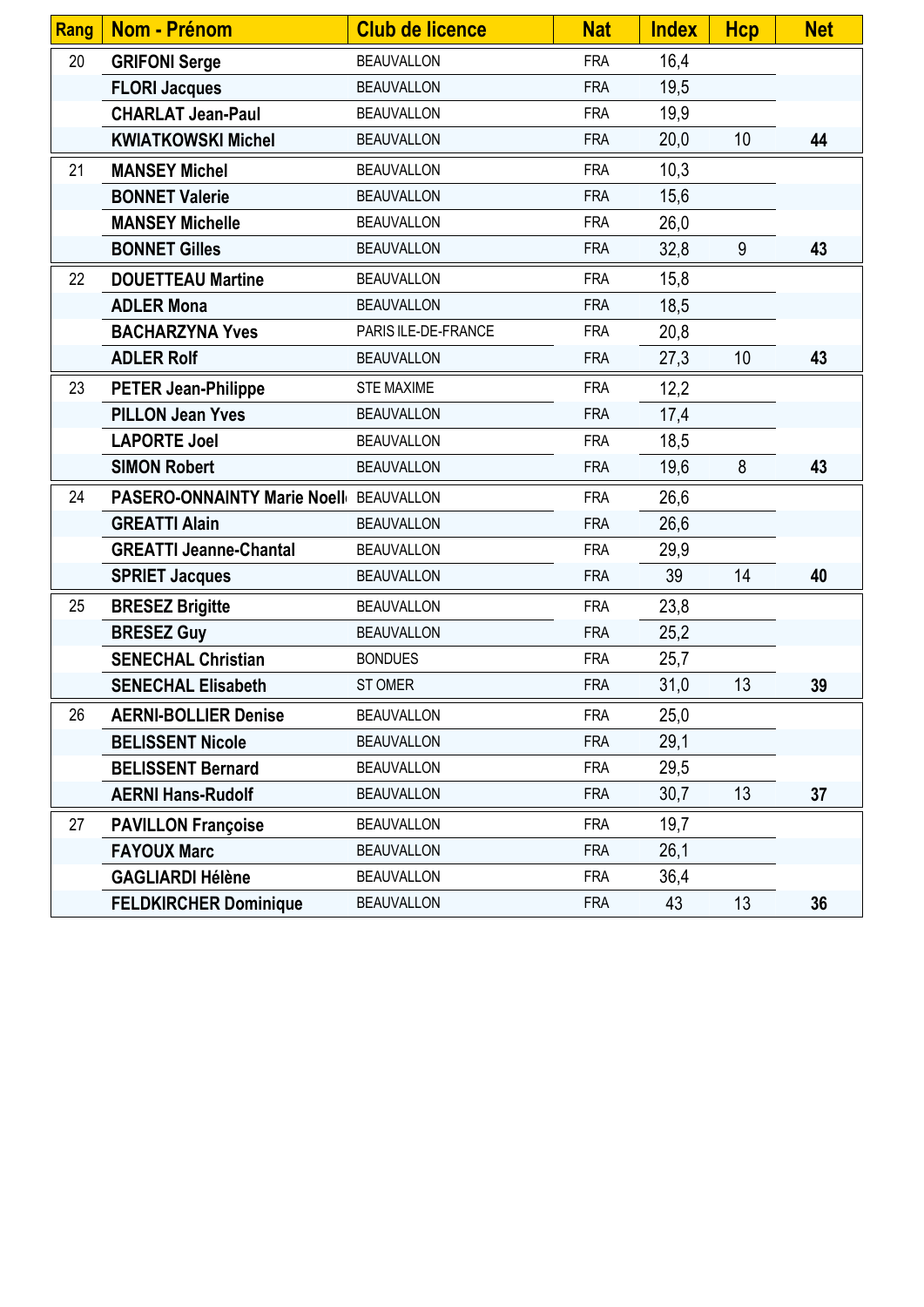| Rang | Nom - Prénom | Club de licence | Nat | Index | Hcp | Net |
|---|---|---|---|---|---|---|
| 20 | **GRIFONI Serge** | BEAUVALLON | FRA | 16,4 | | |
| | **FLORI Jacques** | BEAUVALLON | FRA | 19,5 | | |
| | **CHARLAT Jean-Paul** | BEAUVALLON | FRA | 19,9 | | |
| | **KWIATKOWSKI Michel** | BEAUVALLON | FRA | 20,0 | 10 | **44** |
| 21 | **MANSEY Michel** | BEAUVALLON | FRA | 10,3 | | |
| | **BONNET Valerie** | BEAUVALLON | FRA | 15,6 | | |
| | **MANSEY Michelle** | BEAUVALLON | FRA | 26,0 | | |
| | **BONNET Gilles** | BEAUVALLON | FRA | 32,8 | 9 | **43** |
| 22 | **DOUETTEAU Martine** | BEAUVALLON | FRA | 15,8 | | |
| | **ADLER Mona** | BEAUVALLON | FRA | 18,5 | | |
| | **BACHARZYNA Yves** | PARIS ILE-DE-FRANCE | FRA | 20,8 | | |
| | **ADLER Rolf** | BEAUVALLON | FRA | 27,3 | 10 | **43** |
| 23 | **PETER Jean-Philippe** | STE MAXIME | FRA | 12,2 | | |
| | **PILLON Jean Yves** | BEAUVALLON | FRA | 17,4 | | |
| | **LAPORTE Joel** | BEAUVALLON | FRA | 18,5 | | |
| | **SIMON Robert** | BEAUVALLON | FRA | 19,6 | 8 | **43** |
| 24 | **PASERO-ONNAINTY Marie Noell** | BEAUVALLON | FRA | 26,6 | | |
| | **GREATTI Alain** | BEAUVALLON | FRA | 26,6 | | |
| | **GREATTI Jeanne-Chantal** | BEAUVALLON | FRA | 29,9 | | |
| | **SPRIET Jacques** | BEAUVALLON | FRA | 39 | 14 | **40** |
| 25 | **BRESEZ Brigitte** | BEAUVALLON | FRA | 23,8 | | |
| | **BRESEZ Guy** | BEAUVALLON | FRA | 25,2 | | |
| | **SENECHAL Christian** | BONDUES | FRA | 25,7 | | |
| | **SENECHAL Elisabeth** | ST OMER | FRA | 31,0 | 13 | **39** |
| 26 | **AERNI-BOLLIER Denise** | BEAUVALLON | FRA | 25,0 | | |
| | **BELISSENT Nicole** | BEAUVALLON | FRA | 29,1 | | |
| | **BELISSENT Bernard** | BEAUVALLON | FRA | 29,5 | | |
| | **AERNI Hans-Rudolf** | BEAUVALLON | FRA | 30,7 | 13 | **37** |
| 27 | **PAVILLON Françoise** | BEAUVALLON | FRA | 19,7 | | |
| | **FAYOUX Marc** | BEAUVALLON | FRA | 26,1 | | |
| | **GAGLIARDI Hélène** | BEAUVALLON | FRA | 36,4 | | |
| | **FELDKIRCHER Dominique** | BEAUVALLON | FRA | 43 | 13 | **36** |